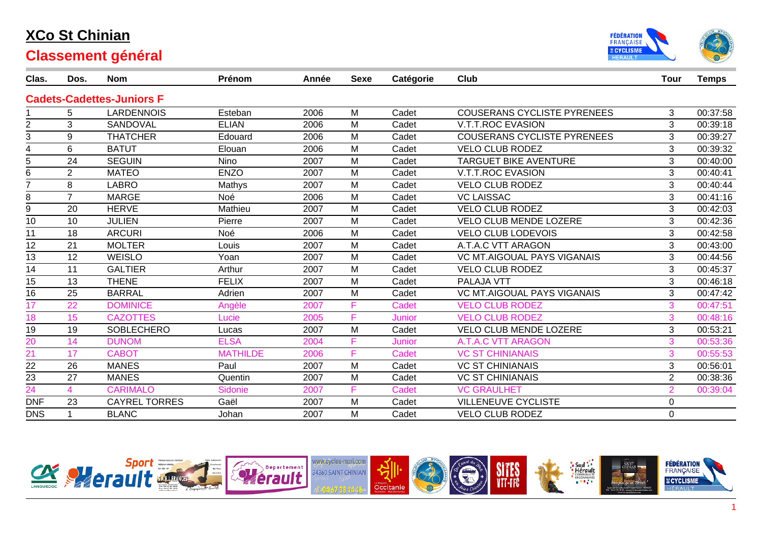# XCo St Chinian

## Classement général

| Clas. | Dos. | Nom | Prénom | Année | Sexe | Catégorie | Club | Tour | Temps |
|---|---|---|---|---|---|---|---|---|---|
| **Cadets-Cadettes-Juniors F** | | | | | | | | | |
| 1 | 5 | LARDENNOIS | Esteban | 2006 | M | Cadet | COUSERANS CYCLISTE PYRENEES | 3 | 00:37:58 |
| 2 | 3 | SANDOVAL | ELIAN | 2006 | M | Cadet | V.T.T.ROC EVASION | 3 | 00:39:18 |
| 3 | 9 | THATCHER | Edouard | 2006 | M | Cadet | COUSERANS CYCLISTE PYRENEES | 3 | 00:39:27 |
| 4 | 6 | BATUT | Elouan | 2006 | M | Cadet | VELO CLUB RODEZ | 3 | 00:39:32 |
| 5 | 24 | SEGUIN | Nino | 2007 | M | Cadet | TARGUET BIKE AVENTURE | 3 | 00:40:00 |
| 6 | 2 | MATEO | ENZO | 2007 | M | Cadet | V.T.T.ROC EVASION | 3 | 00:40:41 |
| 7 | 8 | LABRO | Mathys | 2007 | M | Cadet | VELO CLUB RODEZ | 3 | 00:40:44 |
| 8 | 7 | MARGE | Noé | 2006 | M | Cadet | VC LAISSAC | 3 | 00:41:16 |
| 9 | 20 | HERVE | Mathieu | 2007 | M | Cadet | VELO CLUB RODEZ | 3 | 00:42:03 |
| 10 | 10 | JULIEN | Pierre | 2007 | M | Cadet | VELO CLUB MENDE LOZERE | 3 | 00:42:36 |
| 11 | 18 | ARCURI | Noé | 2006 | M | Cadet | VELO CLUB LODEVOIS | 3 | 00:42:58 |
| 12 | 21 | MOLTER | Louis | 2007 | M | Cadet | A.T.A.C VTT ARAGON | 3 | 00:43:00 |
| 13 | 12 | WEISLO | Yoan | 2007 | M | Cadet | VC MT.AIGOUAL PAYS VIGANAIS | 3 | 00:44:56 |
| 14 | 11 | GALTIER | Arthur | 2007 | M | Cadet | VELO CLUB RODEZ | 3 | 00:45:37 |
| 15 | 13 | THENE | FELIX | 2007 | M | Cadet | PALAJA VTT | 3 | 00:46:18 |
| 16 | 25 | BARRAL | Adrien | 2007 | M | Cadet | VC MT.AIGOUAL PAYS VIGANAIS | 3 | 00:47:42 |
| 17 | 22 | DOMINICE | Angèle | 2007 | F | Cadet | VELO CLUB RODEZ | 3 | 00:47:51 |
| 18 | 15 | CAZOTTES | Lucie | 2005 | F | Junior | VELO CLUB RODEZ | 3 | 00:48:16 |
| 19 | 19 | SOBLECHERO | Lucas | 2007 | M | Cadet | VELO CLUB MENDE LOZERE | 3 | 00:53:21 |
| 20 | 14 | DUNOM | ELSA | 2004 | F | Junior | A.T.A.C VTT ARAGON | 3 | 00:53:36 |
| 21 | 17 | CABOT | MATHILDE | 2006 | F | Cadet | VC ST CHINIANAIS | 3 | 00:55:53 |
| 22 | 26 | MANES | Paul | 2007 | M | Cadet | VC ST CHINIANAIS | 3 | 00:56:01 |
| 23 | 27 | MANES | Quentin | 2007 | M | Cadet | VC ST CHINIANAIS | 2 | 00:38:36 |
| 24 | 4 | CARIMALO | Sidonie | 2007 | F | Cadet | VC GRAULHET | 2 | 00:39:04 |
| DNF | 23 | CAYREL TORRES | Gaël | 2007 | M | Cadet | VILLENEUVE CYCLISTE | 0 | |
| DNS | 1 | BLANC | Johan | 2007 | M | Cadet | VELO CLUB RODEZ | 0 | |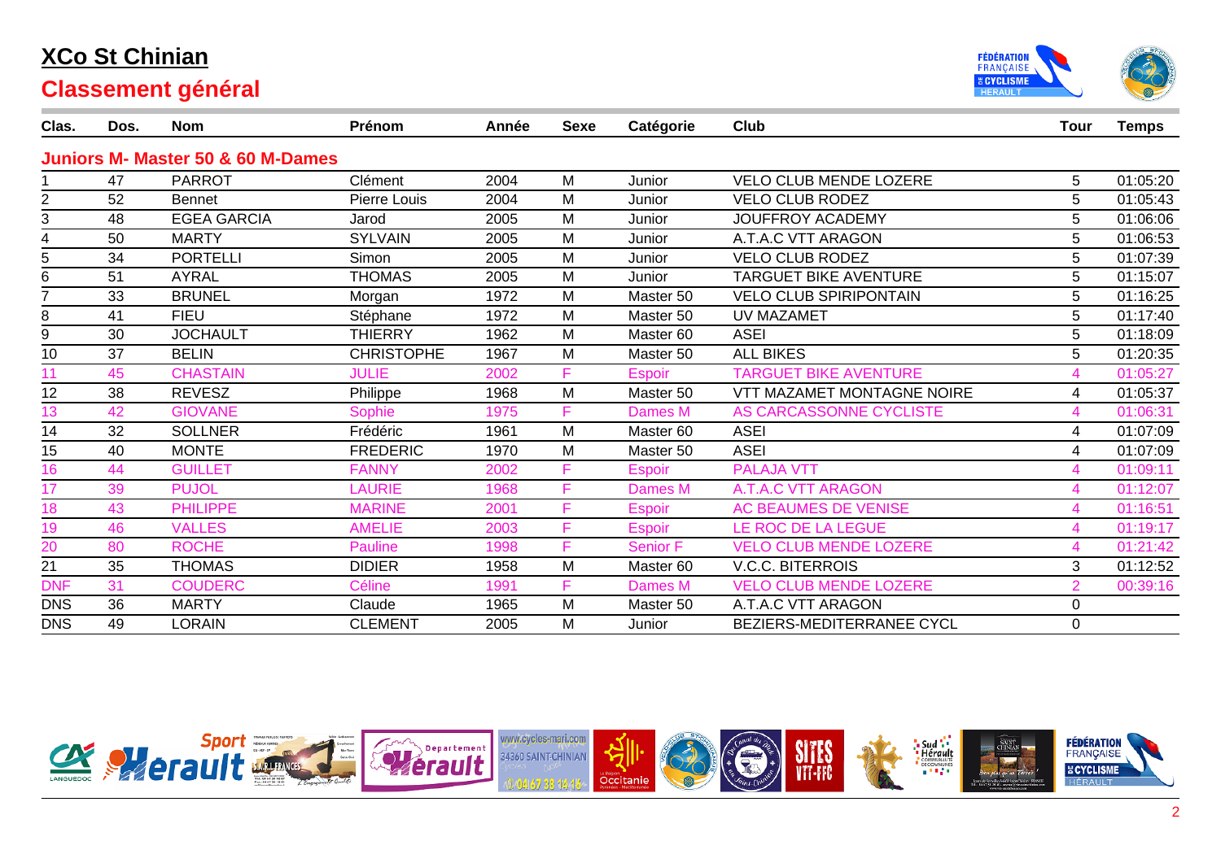# XCo St Chinian

## Classement général

| Clas. | Dos. | Nom | Prénom | Année | Sexe | Catégorie | Club | Tour | Temps |
|---|---|---|---|---|---|---|---|---|---|
| **Juniors M- Master 50 & 60 M-Dames** | | | | | | | | | |
| 1 | 47 | PARROT | Clément | 2004 | M | Junior | VELO CLUB MENDE LOZERE | 5 | 01:05:20 |
| 2 | 52 | Bennet | Pierre Louis | 2004 | M | Junior | VELO CLUB RODEZ | 5 | 01:05:43 |
| 3 | 48 | EGEA GARCIA | Jarod | 2005 | M | Junior | JOUFFROY ACADEMY | 5 | 01:06:06 |
| 4 | 50 | MARTY | SYLVAIN | 2005 | M | Junior | A.T.A.C VTT ARAGON | 5 | 01:06:53 |
| 5 | 34 | PORTELLI | Simon | 2005 | M | Junior | VELO CLUB RODEZ | 5 | 01:07:39 |
| 6 | 51 | AYRAL | THOMAS | 2005 | M | Junior | TARGUET BIKE AVENTURE | 5 | 01:15:07 |
| 7 | 33 | BRUNEL | Morgan | 1972 | M | Master 50 | VELO CLUB SPIRIPONTAIN | 5 | 01:16:25 |
| 8 | 41 | FIEU | Stéphane | 1972 | M | Master 50 | UV MAZAMET | 5 | 01:17:40 |
| 9 | 30 | JOCHAULT | THIERRY | 1962 | M | Master 60 | ASEI | 5 | 01:18:09 |
| 10 | 37 | BELIN | CHRISTOPHE | 1967 | M | Master 50 | ALL BIKES | 5 | 01:20:35 |
| 11 | 45 | CHASTAIN | JULIE | 2002 | F | Espoir | TARGUET BIKE AVENTURE | 4 | 01:05:27 |
| 12 | 38 | REVESZ | Philippe | 1968 | M | Master 50 | VTT MAZAMET MONTAGNE NOIRE | 4 | 01:05:37 |
| 13 | 42 | GIOVANE | Sophie | 1975 | F | Dames M | AS CARCASSONNE CYCLISTE | 4 | 01:06:31 |
| 14 | 32 | SOLLNER | Frédéric | 1961 | M | Master 60 | ASEI | 4 | 01:07:09 |
| 15 | 40 | MONTE | FREDERIC | 1970 | M | Master 50 | ASEI | 4 | 01:07:09 |
| 16 | 44 | GUILLET | FANNY | 2002 | F | Espoir | PALAJA VTT | 4 | 01:09:11 |
| 17 | 39 | PUJOL | LAURIE | 1968 | F | Dames M | A.T.A.C VTT ARAGON | 4 | 01:12:07 |
| 18 | 43 | PHILIPPE | MARINE | 2001 | F | Espoir | AC BEAUMES DE VENISE | 4 | 01:16:51 |
| 19 | 46 | VALLES | AMELIE | 2003 | F | Espoir | LE ROC DE LA LEGUE | 4 | 01:19:17 |
| 20 | 80 | ROCHE | Pauline | 1998 | F | Senior F | VELO CLUB MENDE LOZERE | 4 | 01:21:42 |
| 21 | 35 | THOMAS | DIDIER | 1958 | M | Master 60 | V.C.C. BITERROIS | 3 | 01:12:52 |
| DNF | 31 | COUDERC | Céline | 1991 | F | Dames M | VELO CLUB MENDE LOZERE | 2 | 00:39:16 |
| DNS | 36 | MARTY | Claude | 1965 | M | Master 50 | A.T.A.C VTT ARAGON | 0 | |
| DNS | 49 | LORAIN | CLEMENT | 2005 | M | Junior | BEZIERS-MEDITERRANEE CYCL | 0 | |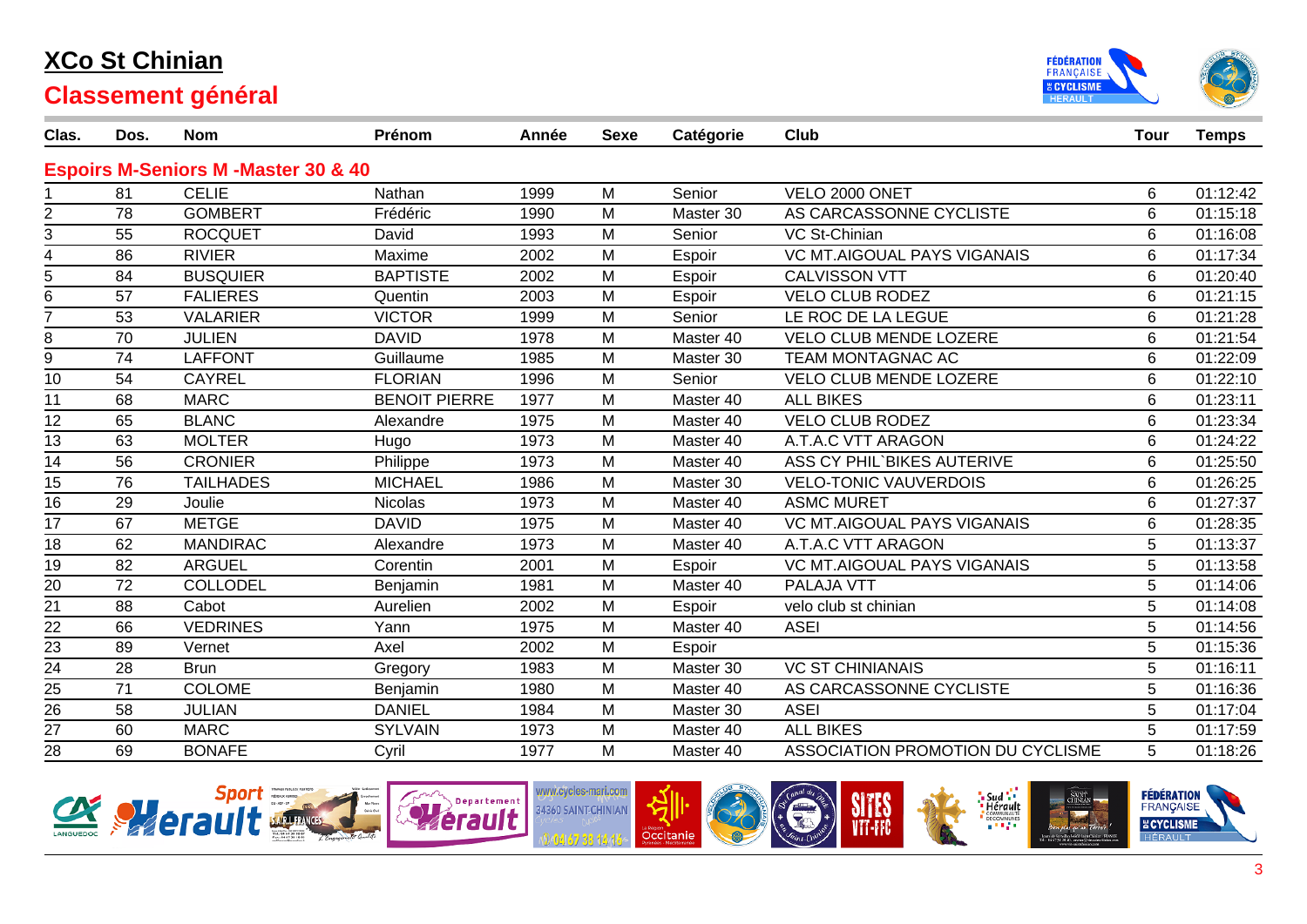# XCo St Chinian

## Classement général

| Clas. | Dos. | Nom | Prénom | Année | Sexe | Catégorie | Club | Tour | Temps |
|---|---|---|---|---|---|---|---|---|---|
| **Espoirs M-Seniors M -Master 30 & 40** | | | | | | | | | |
| 1 | 81 | CELIE | Nathan | 1999 | M | Senior | VELO 2000 ONET | 6 | 01:12:42 |
| 2 | 78 | GOMBERT | Frédéric | 1990 | M | Master 30 | AS CARCASSONNE CYCLISTE | 6 | 01:15:18 |
| 3 | 55 | ROCQUET | David | 1993 | M | Senior | VC St-Chinian | 6 | 01:16:08 |
| 4 | 86 | RIVIER | Maxime | 2002 | M | Espoir | VC MT.AIGOUAL PAYS VIGANAIS | 6 | 01:17:34 |
| 5 | 84 | BUSQUIER | BAPTISTE | 2002 | M | Espoir | CALVISSON VTT | 6 | 01:20:40 |
| 6 | 57 | FALIERES | Quentin | 2003 | M | Espoir | VELO CLUB RODEZ | 6 | 01:21:15 |
| 7 | 53 | VALARIER | VICTOR | 1999 | M | Senior | LE ROC DE LA LEGUE | 6 | 01:21:28 |
| 8 | 70 | JULIEN | DAVID | 1978 | M | Master 40 | VELO CLUB MENDE LOZERE | 6 | 01:21:54 |
| 9 | 74 | LAFFONT | Guillaume | 1985 | M | Master 30 | TEAM MONTAGNAC AC | 6 | 01:22:09 |
| 10 | 54 | CAYREL | FLORIAN | 1996 | M | Senior | VELO CLUB MENDE LOZERE | 6 | 01:22:10 |
| 11 | 68 | MARC | BENOIT PIERRE | 1977 | M | Master 40 | ALL BIKES | 6 | 01:23:11 |
| 12 | 65 | BLANC | Alexandre | 1975 | M | Master 40 | VELO CLUB RODEZ | 6 | 01:23:34 |
| 13 | 63 | MOLTER | Hugo | 1973 | M | Master 40 | A.T.A.C VTT ARAGON | 6 | 01:24:22 |
| 14 | 56 | CRONIER | Philippe | 1973 | M | Master 40 | ASS CY PHIL`BIKES AUTERIVE | 6 | 01:25:50 |
| 15 | 76 | TAILHADES | MICHAEL | 1986 | M | Master 30 | VELO-TONIC VAUVERDOIS | 6 | 01:26:25 |
| 16 | 29 | Joulie | Nicolas | 1973 | M | Master 40 | ASMC MURET | 6 | 01:27:37 |
| 17 | 67 | METGE | DAVID | 1975 | M | Master 40 | VC MT.AIGOUAL PAYS VIGANAIS | 6 | 01:28:35 |
| 18 | 62 | MANDIRAC | Alexandre | 1973 | M | Master 40 | A.T.A.C VTT ARAGON | 5 | 01:13:37 |
| 19 | 82 | ARGUEL | Corentin | 2001 | M | Espoir | VC MT.AIGOUAL PAYS VIGANAIS | 5 | 01:13:58 |
| 20 | 72 | COLLODEL | Benjamin | 1981 | M | Master 40 | PALAJA VTT | 5 | 01:14:06 |
| 21 | 88 | Cabot | Aurelien | 2002 | M | Espoir | velo club st chinian | 5 | 01:14:08 |
| 22 | 66 | VEDRINES | Yann | 1975 | M | Master 40 | ASEI | 5 | 01:14:56 |
| 23 | 89 | Vernet | Axel | 2002 | M | Espoir | | 5 | 01:15:36 |
| 24 | 28 | Brun | Gregory | 1983 | M | Master 30 | VC ST CHINIANAIS | 5 | 01:16:11 |
| 25 | 71 | COLOME | Benjamin | 1980 | M | Master 40 | AS CARCASSONNE CYCLISTE | 5 | 01:16:36 |
| 26 | 58 | JULIAN | DANIEL | 1984 | M | Master 30 | ASEI | 5 | 01:17:04 |
| 27 | 60 | MARC | SYLVAIN | 1973 | M | Master 40 | ALL BIKES | 5 | 01:17:59 |
| 28 | 69 | BONAFE | Cyril | 1977 | M | Master 40 | ASSOCIATION PROMOTION DU CYCLISME | 5 | 01:18:26 |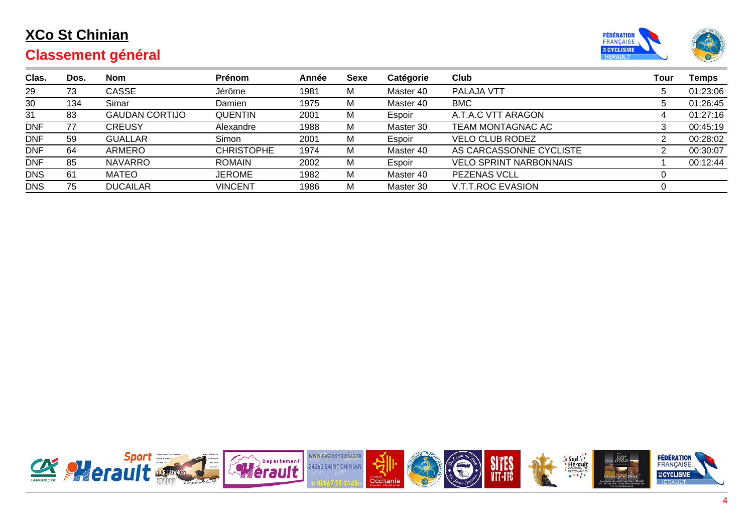# XCo St Chinian

## Classement général

| Clas. | Dos. | Nom | Prénom | Année | Sexe | Catégorie | Club | Tour | Temps |
|---|---|---|---|---|---|---|---|---|---|
| 29 | 73 | CASSE | Jérôme | 1981 | M | Master 40 | PALAJA VTT | 5 | 01:23:06 |
| 30 | 134 | Simar | Damien | 1975 | M | Master 40 | BMC | 5 | 01:26:45 |
| 31 | 83 | GAUDAN CORTIJO | QUENTIN | 2001 | M | Espoir | A.T.A.C VTT ARAGON | 4 | 01:27:16 |
| DNF | 77 | CREUSY | Alexandre | 1988 | M | Master 30 | TEAM MONTAGNAC AC | 3 | 00:45:19 |
| DNF | 59 | GUALLAR | Simon | 2001 | M | Espoir | VELO CLUB RODEZ | 2 | 00:28:02 |
| DNF | 64 | ARMERO | CHRISTOPHE | 1974 | M | Master 40 | AS CARCASSONNE CYCLISTE | 2 | 00:30:07 |
| DNF | 85 | NAVARRO | ROMAIN | 2002 | M | Espoir | VELO SPRINT NARBONNAIS | 1 | 00:12:44 |
| DNS | 61 | MATEO | JEROME | 1982 | M | Master 40 | PEZENAS VCLL | 0 | |
| DNS | 75 | DUCAILAR | VINCENT | 1986 | M | Master 30 | V.T.T.ROC EVASION | 0 | |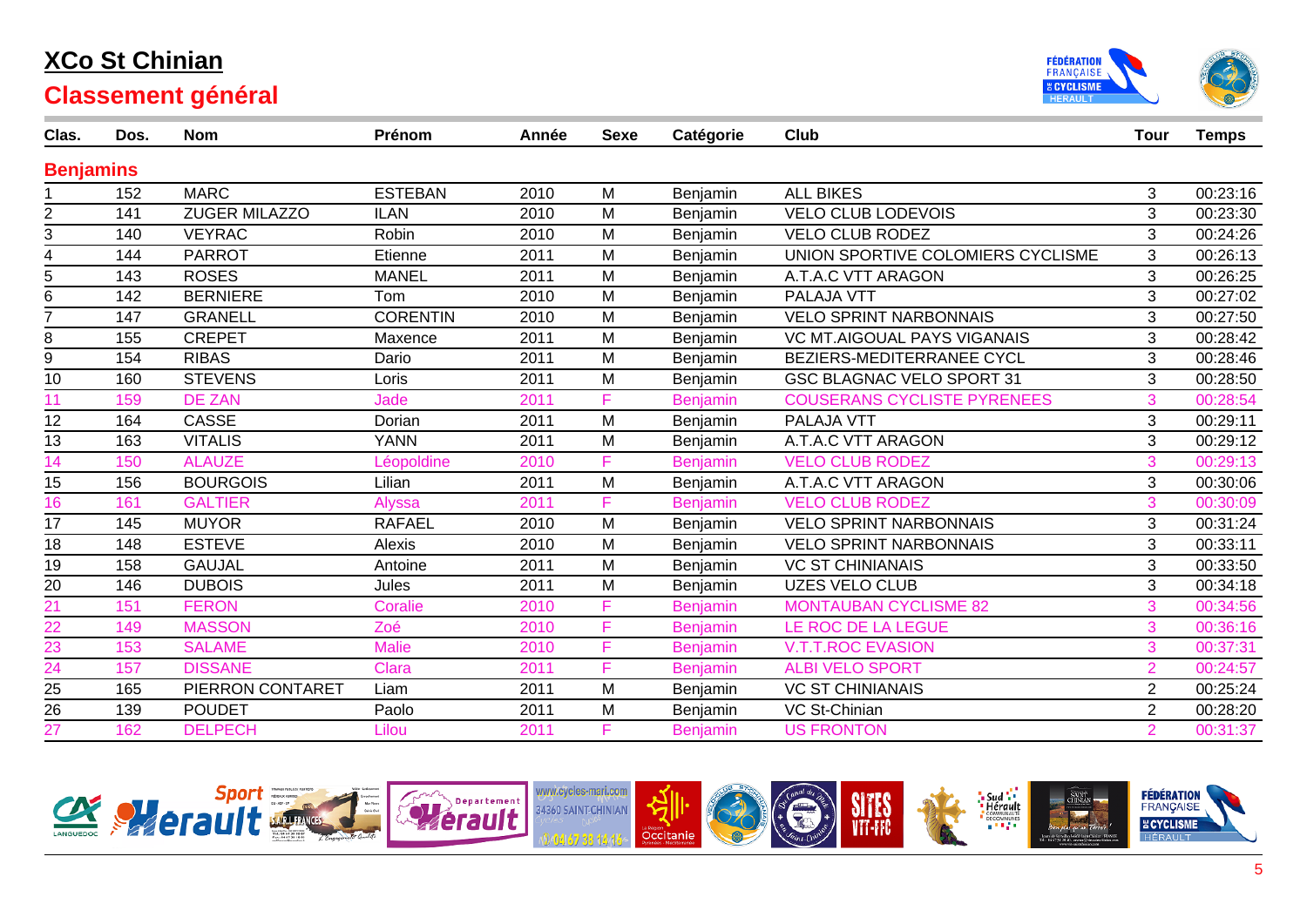# XCo St Chinian

## Classement général

| Clas. | Dos. | Nom | Prénom | Année | Sexe | Catégorie | Club | Tour | Temps |
|---|---|---|---|---|---|---|---|---|---|
| **Benjamins** | | | | | | | | | |
| 1 | 152 | MARC | ESTEBAN | 2010 | M | Benjamin | ALL BIKES | 3 | 00:23:16 |
| 2 | 141 | ZUGER MILAZZO | ILAN | 2010 | M | Benjamin | VELO CLUB LODEVOIS | 3 | 00:23:30 |
| 3 | 140 | VEYRAC | Robin | 2010 | M | Benjamin | VELO CLUB RODEZ | 3 | 00:24:26 |
| 4 | 144 | PARROT | Etienne | 2011 | M | Benjamin | UNION SPORTIVE COLOMIERS CYCLISME | 3 | 00:26:13 |
| 5 | 143 | ROSES | MANEL | 2011 | M | Benjamin | A.T.A.C VTT ARAGON | 3 | 00:26:25 |
| 6 | 142 | BERNIERE | Tom | 2010 | M | Benjamin | PALAJA VTT | 3 | 00:27:02 |
| 7 | 147 | GRANELL | CORENTIN | 2010 | M | Benjamin | VELO SPRINT NARBONNAIS | 3 | 00:27:50 |
| 8 | 155 | CREPET | Maxence | 2011 | M | Benjamin | VC MT.AIGOUAL PAYS VIGANAIS | 3 | 00:28:42 |
| 9 | 154 | RIBAS | Dario | 2011 | M | Benjamin | BEZIERS-MEDITERRANEE CYCL | 3 | 00:28:46 |
| 10 | 160 | STEVENS | Loris | 2011 | M | Benjamin | GSC BLAGNAC VELO SPORT 31 | 3 | 00:28:50 |
| 11 | 159 | DE ZAN | Jade | 2011 | F | Benjamin | COUSERANS CYCLISTE PYRENEES | 3 | 00:28:54 |
| 12 | 164 | CASSE | Dorian | 2011 | M | Benjamin | PALAJA VTT | 3 | 00:29:11 |
| 13 | 163 | VITALIS | YANN | 2011 | M | Benjamin | A.T.A.C VTT ARAGON | 3 | 00:29:12 |
| 14 | 150 | ALAUZE | Léopoldine | 2010 | F | Benjamin | VELO CLUB RODEZ | 3 | 00:29:13 |
| 15 | 156 | BOURGOIS | Lilian | 2011 | M | Benjamin | A.T.A.C VTT ARAGON | 3 | 00:30:06 |
| 16 | 161 | GALTIER | Alyssa | 2011 | F | Benjamin | VELO CLUB RODEZ | 3 | 00:30:09 |
| 17 | 145 | MUYOR | RAFAEL | 2010 | M | Benjamin | VELO SPRINT NARBONNAIS | 3 | 00:31:24 |
| 18 | 148 | ESTEVE | Alexis | 2010 | M | Benjamin | VELO SPRINT NARBONNAIS | 3 | 00:33:11 |
| 19 | 158 | GAUJAL | Antoine | 2011 | M | Benjamin | VC ST CHINIANAIS | 3 | 00:33:50 |
| 20 | 146 | DUBOIS | Jules | 2011 | M | Benjamin | UZES VELO CLUB | 3 | 00:34:18 |
| 21 | 151 | FERON | Coralie | 2010 | F | Benjamin | MONTAUBAN CYCLISME 82 | 3 | 00:34:56 |
| 22 | 149 | MASSON | Zoé | 2010 | F | Benjamin | LE ROC DE LA LEGUE | 3 | 00:36:16 |
| 23 | 153 | SALAME | Malie | 2010 | F | Benjamin | V.T.T.ROC EVASION | 3 | 00:37:31 |
| 24 | 157 | DISSANE | Clara | 2011 | F | Benjamin | ALBI VELO SPORT | 2 | 00:24:57 |
| 25 | 165 | PIERRON CONTARET | Liam | 2011 | M | Benjamin | VC ST CHINIANAIS | 2 | 00:25:24 |
| 26 | 139 | POUDET | Paolo | 2011 | M | Benjamin | VC St-Chinian | 2 | 00:28:20 |
| 27 | 162 | DELPECH | Lilou | 2011 | F | Benjamin | US FRONTON | 2 | 00:31:37 |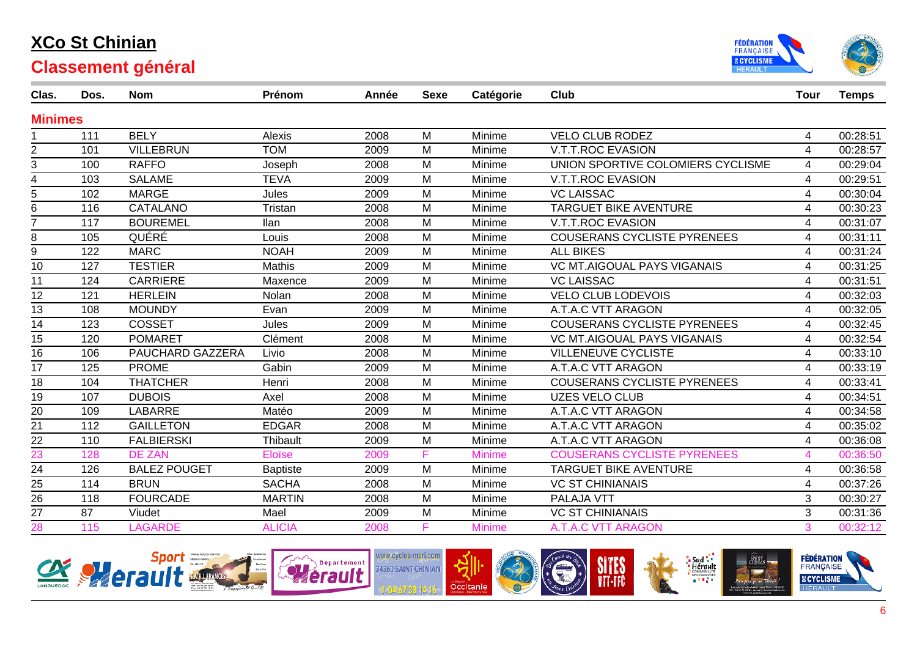# XCo St Chinian

## Classement général

| Clas. | Dos. | Nom | Prénom | Année | Sexe | Catégorie | Club | Tour | Temps |
|---|---|---|---|---|---|---|---|---|---|
| **Minimes** | | | | | | | | | |
| 1 | 111 | BELY | Alexis | 2008 | M | Minime | VELO CLUB RODEZ | 4 | 00:28:51 |
| 2 | 101 | VILLEBRUN | TOM | 2009 | M | Minime | V.T.T.ROC EVASION | 4 | 00:28:57 |
| 3 | 100 | RAFFO | Joseph | 2008 | M | Minime | UNION SPORTIVE COLOMIERS CYCLISME | 4 | 00:29:04 |
| 4 | 103 | SALAME | TEVA | 2009 | M | Minime | V.T.T.ROC EVASION | 4 | 00:29:51 |
| 5 | 102 | MARGE | Jules | 2009 | M | Minime | VC LAISSAC | 4 | 00:30:04 |
| 6 | 116 | CATALANO | Tristan | 2008 | M | Minime | TARGUET BIKE AVENTURE | 4 | 00:30:23 |
| 7 | 117 | BOUREMEL | Ilan | 2008 | M | Minime | V.T.T.ROC EVASION | 4 | 00:31:07 |
| 8 | 105 | QUÉRÉ | Louis | 2008 | M | Minime | COUSERANS CYCLISTE PYRENEES | 4 | 00:31:11 |
| 9 | 122 | MARC | NOAH | 2009 | M | Minime | ALL BIKES | 4 | 00:31:24 |
| 10 | 127 | TESTIER | Mathis | 2009 | M | Minime | VC MT.AIGOUAL PAYS VIGANAIS | 4 | 00:31:25 |
| 11 | 124 | CARRIERE | Maxence | 2009 | M | Minime | VC LAISSAC | 4 | 00:31:51 |
| 12 | 121 | HERLEIN | Nolan | 2008 | M | Minime | VELO CLUB LODEVOIS | 4 | 00:32:03 |
| 13 | 108 | MOUNDY | Evan | 2009 | M | Minime | A.T.A.C VTT ARAGON | 4 | 00:32:05 |
| 14 | 123 | COSSET | Jules | 2009 | M | Minime | COUSERANS CYCLISTE PYRENEES | 4 | 00:32:45 |
| 15 | 120 | POMARET | Clément | 2008 | M | Minime | VC MT.AIGOUAL PAYS VIGANAIS | 4 | 00:32:54 |
| 16 | 106 | PAUCHARD GAZZERA | Livio | 2008 | M | Minime | VILLENEUVE CYCLISTE | 4 | 00:33:10 |
| 17 | 125 | PROME | Gabin | 2009 | M | Minime | A.T.A.C VTT ARAGON | 4 | 00:33:19 |
| 18 | 104 | THATCHER | Henri | 2008 | M | Minime | COUSERANS CYCLISTE PYRENEES | 4 | 00:33:41 |
| 19 | 107 | DUBOIS | Axel | 2008 | M | Minime | UZES VELO CLUB | 4 | 00:34:51 |
| 20 | 109 | LABARRE | Matéo | 2009 | M | Minime | A.T.A.C VTT ARAGON | 4 | 00:34:58 |
| 21 | 112 | GAILLETON | EDGAR | 2008 | M | Minime | A.T.A.C VTT ARAGON | 4 | 00:35:02 |
| 22 | 110 | FALBIERSKI | Thibault | 2009 | M | Minime | A.T.A.C VTT ARAGON | 4 | 00:36:08 |
| 23 | 128 | DE ZAN | Eloïse | 2009 | F | Minime | COUSERANS CYCLISTE PYRENEES | 4 | 00:36:50 |
| 24 | 126 | BALEZ POUGET | Baptiste | 2009 | M | Minime | TARGUET BIKE AVENTURE | 4 | 00:36:58 |
| 25 | 114 | BRUN | SACHA | 2008 | M | Minime | VC ST CHINIANAIS | 4 | 00:37:26 |
| 26 | 118 | FOURCADE | MARTIN | 2008 | M | Minime | PALAJA VTT | 3 | 00:30:27 |
| 27 | 87 | Viudet | Mael | 2009 | M | Minime | VC ST CHINIANAIS | 3 | 00:31:36 |
| 28 | 115 | LAGARDE | ALICIA | 2008 | F | Minime | A.T.A.C VTT ARAGON | 3 | 00:32:12 |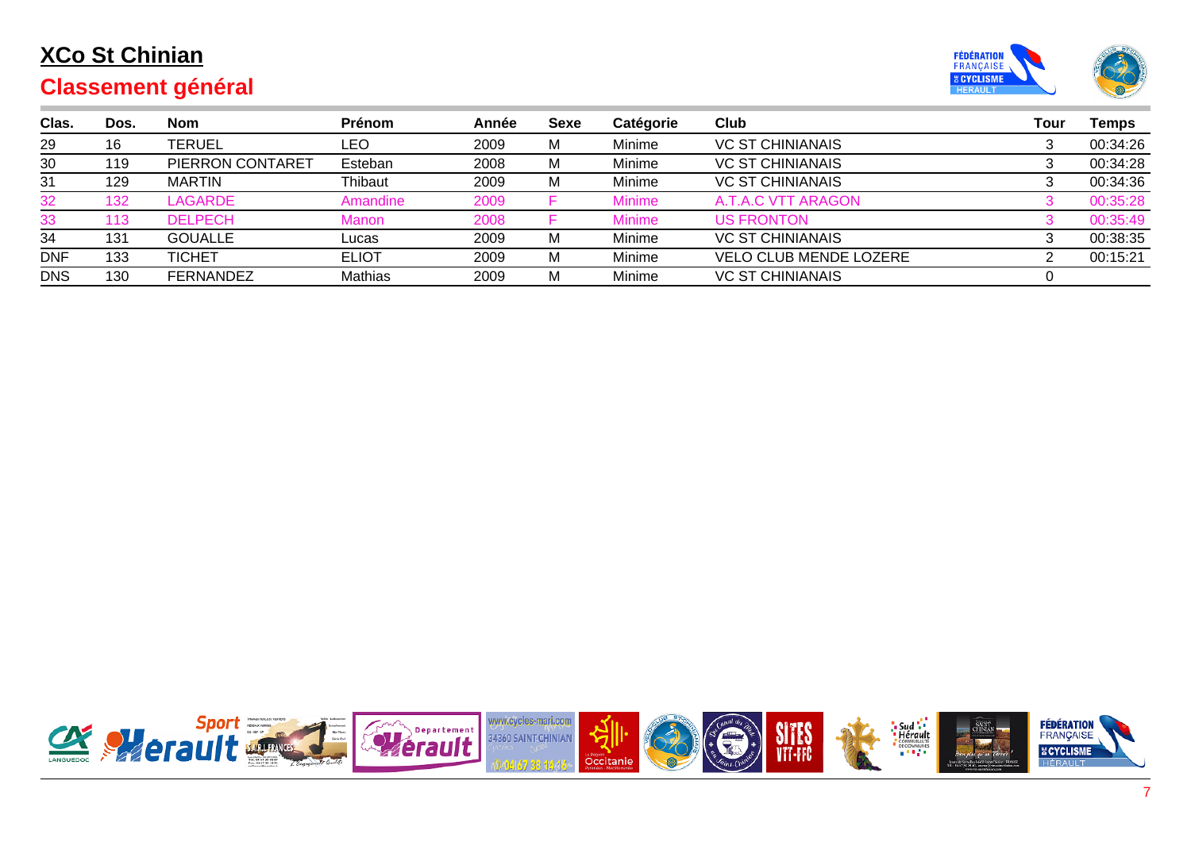# XCo St Chinian

## Classement général

| Clas. | Dos. | Nom | Prénom | Année | Sexe | Catégorie | Club | Tour | Temps |
|---|---|---|---|---|---|---|---|---|---|
| 29 | 16 | TERUEL | LEO | 2009 | M | Minime | VC ST CHINIANAIS | 3 | 00:34:26 |
| 30 | 119 | PIERRON CONTARET | Esteban | 2008 | M | Minime | VC ST CHINIANAIS | 3 | 00:34:28 |
| 31 | 129 | MARTIN | Thibaut | 2009 | M | Minime | VC ST CHINIANAIS | 3 | 00:34:36 |
| 32 | 132 | LAGARDE | Amandine | 2009 | F | Minime | A.T.A.C VTT ARAGON | 3 | 00:35:28 |
| 33 | 113 | DELPECH | Manon | 2008 | F | Minime | US FRONTON | 3 | 00:35:49 |
| 34 | 131 | GOUALLE | Lucas | 2009 | M | Minime | VC ST CHINIANAIS | 3 | 00:38:35 |
| DNF | 133 | TICHET | ELIOT | 2009 | M | Minime | VELO CLUB MENDE LOZERE | 2 | 00:15:21 |
| DNS | 130 | FERNANDEZ | Mathias | 2009 | M | Minime | VC ST CHINIANAIS | 0 | |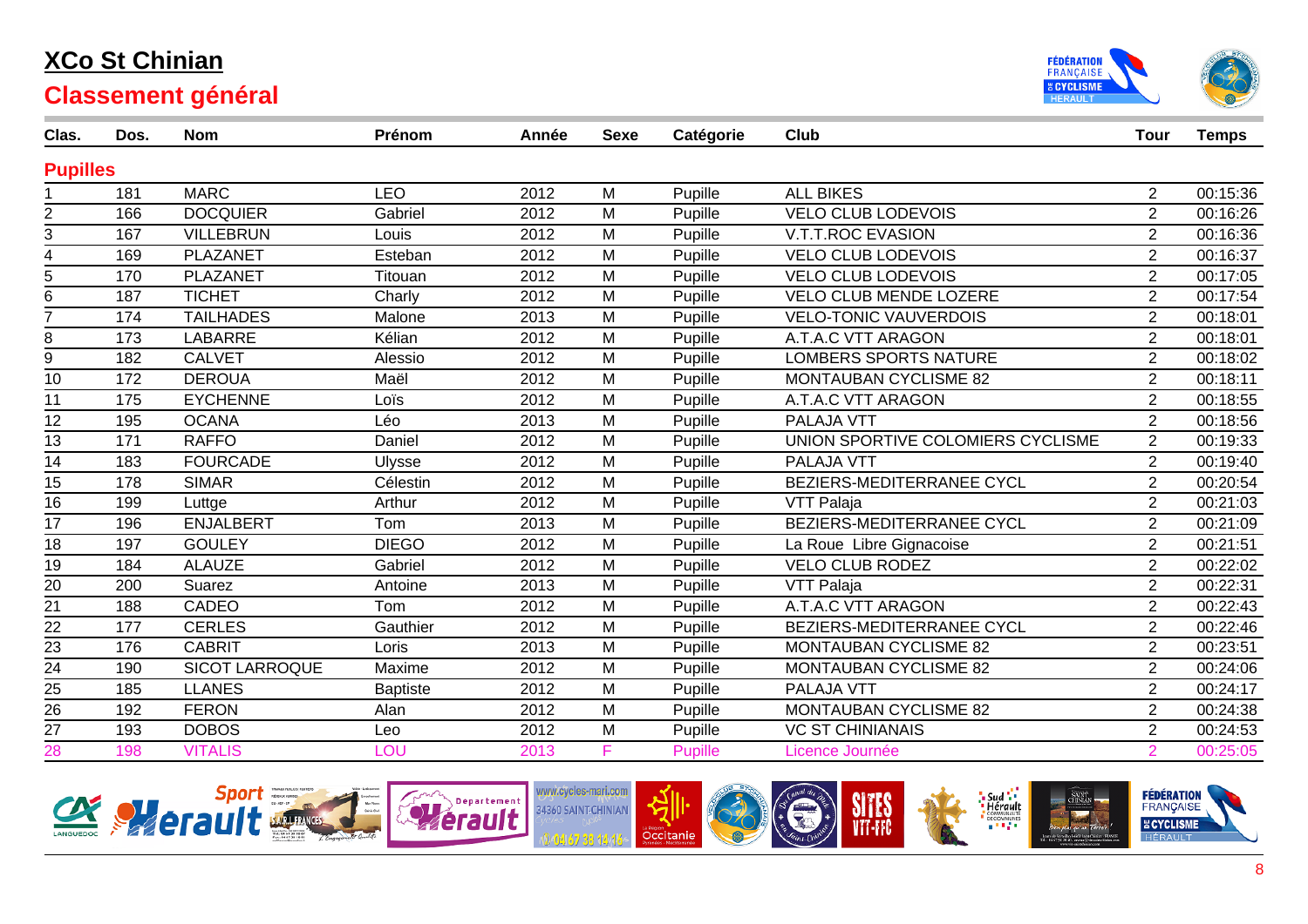# XCo St Chinian

## Classement général

| Clas. | Dos. | Nom | Prénom | Année | Sexe | Catégorie | Club | Tour | Temps |
|---|---|---|---|---|---|---|---|---|---|
| **Pupilles** | | | | | | | | | |
| 1 | 181 | MARC | LEO | 2012 | M | Pupille | ALL BIKES | 2 | 00:15:36 |
| 2 | 166 | DOCQUIER | Gabriel | 2012 | M | Pupille | VELO CLUB LODEVOIS | 2 | 00:16:26 |
| 3 | 167 | VILLEBRUN | Louis | 2012 | M | Pupille | V.T.T.ROC EVASION | 2 | 00:16:36 |
| 4 | 169 | PLAZANET | Esteban | 2012 | M | Pupille | VELO CLUB LODEVOIS | 2 | 00:16:37 |
| 5 | 170 | PLAZANET | Titouan | 2012 | M | Pupille | VELO CLUB LODEVOIS | 2 | 00:17:05 |
| 6 | 187 | TICHET | Charly | 2012 | M | Pupille | VELO CLUB MENDE LOZERE | 2 | 00:17:54 |
| 7 | 174 | TAILHADES | Malone | 2013 | M | Pupille | VELO-TONIC VAUVERDOIS | 2 | 00:18:01 |
| 8 | 173 | LABARRE | Kélian | 2012 | M | Pupille | A.T.A.C VTT ARAGON | 2 | 00:18:01 |
| 9 | 182 | CALVET | Alessio | 2012 | M | Pupille | LOMBERS SPORTS NATURE | 2 | 00:18:02 |
| 10 | 172 | DEROUA | Maël | 2012 | M | Pupille | MONTAUBAN CYCLISME 82 | 2 | 00:18:11 |
| 11 | 175 | EYCHENNE | Loïs | 2012 | M | Pupille | A.T.A.C VTT ARAGON | 2 | 00:18:55 |
| 12 | 195 | OCANA | Léo | 2013 | M | Pupille | PALAJA VTT | 2 | 00:18:56 |
| 13 | 171 | RAFFO | Daniel | 2012 | M | Pupille | UNION SPORTIVE COLOMIERS CYCLISME | 2 | 00:19:33 |
| 14 | 183 | FOURCADE | Ulysse | 2012 | M | Pupille | PALAJA VTT | 2 | 00:19:40 |
| 15 | 178 | SIMAR | Célestin | 2012 | M | Pupille | BEZIERS-MEDITERRANEE CYCL | 2 | 00:20:54 |
| 16 | 199 | Luttge | Arthur | 2012 | M | Pupille | VTT Palaja | 2 | 00:21:03 |
| 17 | 196 | ENJALBERT | Tom | 2013 | M | Pupille | BEZIERS-MEDITERRANEE CYCL | 2 | 00:21:09 |
| 18 | 197 | GOULEY | DIEGO | 2012 | M | Pupille | La Roue Libre Gignacoise | 2 | 00:21:51 |
| 19 | 184 | ALAUZE | Gabriel | 2012 | M | Pupille | VELO CLUB RODEZ | 2 | 00:22:02 |
| 20 | 200 | Suarez | Antoine | 2013 | M | Pupille | VTT Palaja | 2 | 00:22:31 |
| 21 | 188 | CADEO | Tom | 2012 | M | Pupille | A.T.A.C VTT ARAGON | 2 | 00:22:43 |
| 22 | 177 | CERLES | Gauthier | 2012 | M | Pupille | BEZIERS-MEDITERRANEE CYCL | 2 | 00:22:46 |
| 23 | 176 | CABRIT | Loris | 2013 | M | Pupille | MONTAUBAN CYCLISME 82 | 2 | 00:23:51 |
| 24 | 190 | SICOT LARROQUE | Maxime | 2012 | M | Pupille | MONTAUBAN CYCLISME 82 | 2 | 00:24:06 |
| 25 | 185 | LLANES | Baptiste | 2012 | M | Pupille | PALAJA VTT | 2 | 00:24:17 |
| 26 | 192 | FERON | Alan | 2012 | M | Pupille | MONTAUBAN CYCLISME 82 | 2 | 00:24:38 |
| 27 | 193 | DOBOS | Leo | 2012 | M | Pupille | VC ST CHINIANAIS | 2 | 00:24:53 |
| 28 | 198 | VITALIS | LOU | 2013 | F | Pupille | Licence Journée | 2 | 00:25:05 |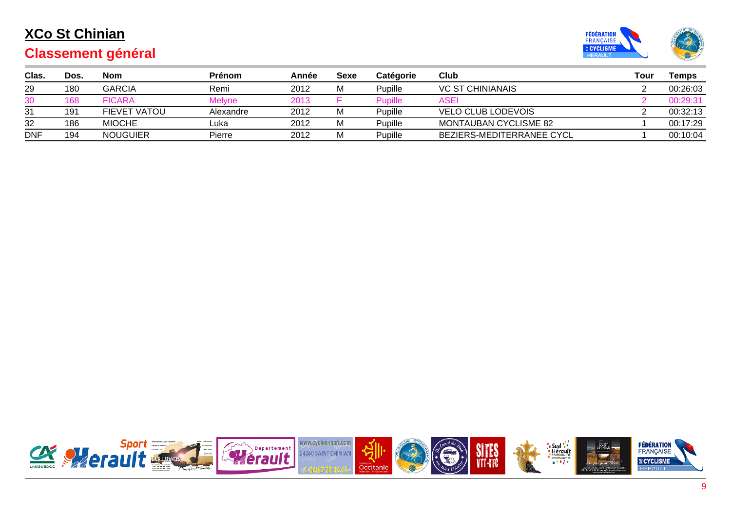# XCo St Chinian

## Classement général

| Clas. | Dos. | Nom | Prénom | Année | Sexe | Catégorie | Club | Tour | Temps |
|---|---|---|---|---|---|---|---|---|---|
| 29 | 180 | GARCIA | Remi | 2012 | M | Pupille | VC ST CHINIANAIS | 2 | 00:26:03 |
| 30 | 168 | FICARA | Melyne | 2013 | F | Pupille | ASEI | 2 | 00:29:31 |
| 31 | 191 | FIEVET VATOU | Alexandre | 2012 | M | Pupille | VELO CLUB LODEVOIS | 2 | 00:32:13 |
| 32 | 186 | MIOCHE | Luka | 2012 | M | Pupille | MONTAUBAN CYCLISME 82 | 1 | 00:17:29 |
| DNF | 194 | NOUGUIER | Pierre | 2012 | M | Pupille | BEZIERS-MEDITERRANEE CYCL | 1 | 00:10:04 |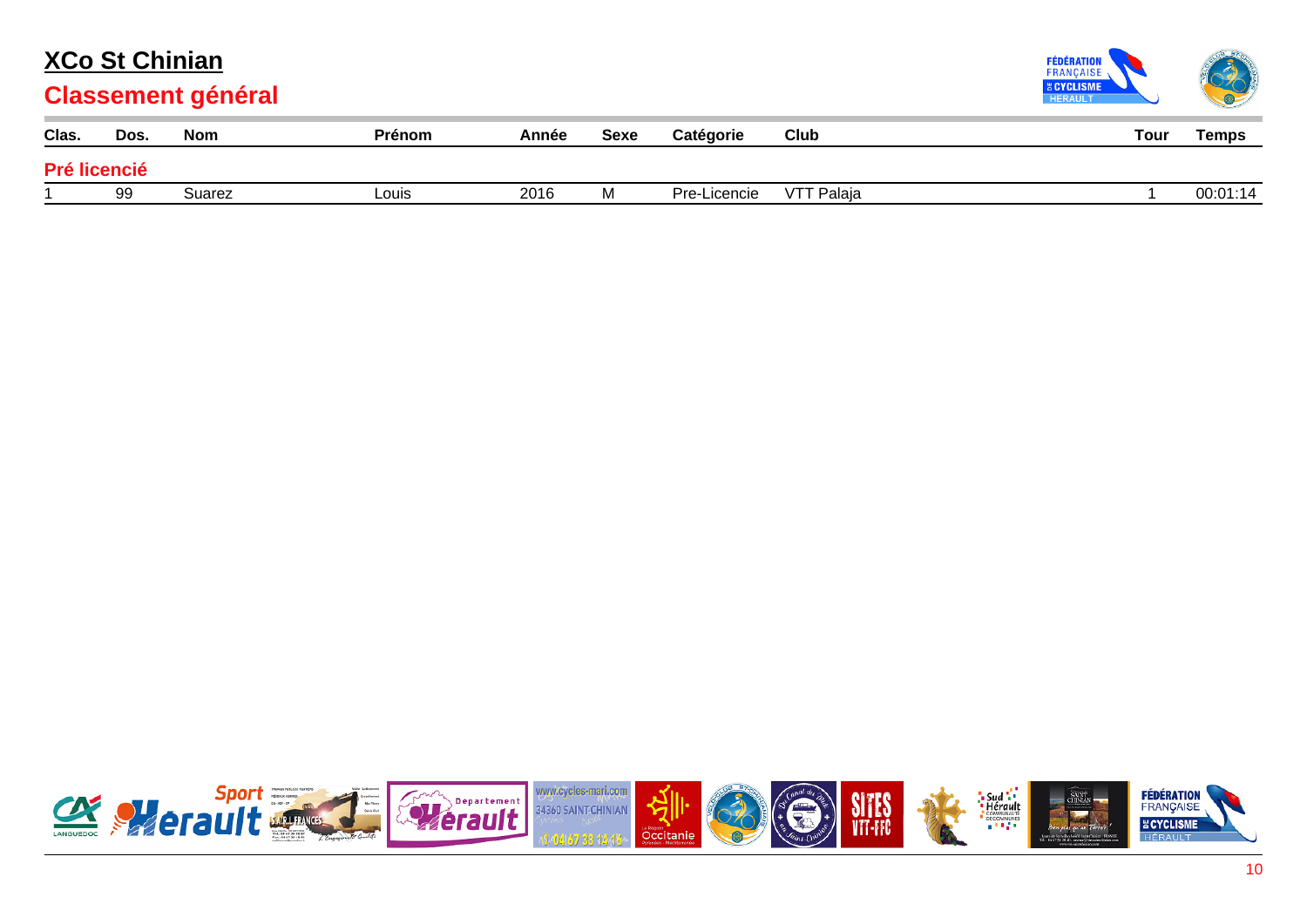# XCo St Chinian

## Classement général

| Clas. | Dos. | Nom | Prénom | Année | Sexe | Catégorie | Club | Tour | Temps |
|---|---|---|---|---|---|---|---|---|---|
| **Pré licencié** | | | | | | | | | |
| 1 | 99 | Suarez | Louis | 2016 | M | Pre-Licencie | VTT Palaja | 1 | 00:01:14 |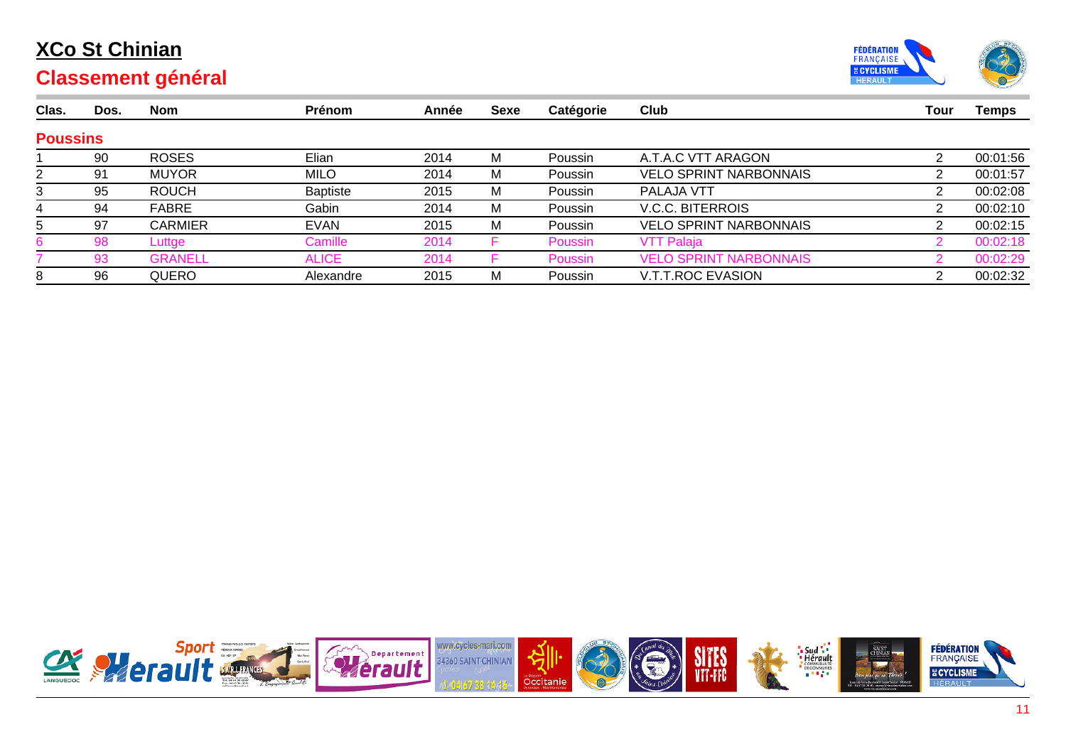# XCo St Chinian

## Classement général

| Clas. | Dos. | Nom | Prénom | Année | Sexe | Catégorie | Club | Tour | Temps |
|---|---|---|---|---|---|---|---|---|---|
| **Poussins** | | | | | | | | | |
| 1 | 90 | ROSES | Elian | 2014 | M | Poussin | A.T.A.C VTT ARAGON | 2 | 00:01:56 |
| 2 | 91 | MUYOR | MILO | 2014 | M | Poussin | VELO SPRINT NARBONNAIS | 2 | 00:01:57 |
| 3 | 95 | ROUCH | Baptiste | 2015 | M | Poussin | PALAJA VTT | 2 | 00:02:08 |
| 4 | 94 | FABRE | Gabin | 2014 | M | Poussin | V.C.C. BITERROIS | 2 | 00:02:10 |
| 5 | 97 | CARMIER | EVAN | 2015 | M | Poussin | VELO SPRINT NARBONNAIS | 2 | 00:02:15 |
| 6 | 98 | Luttge | Camille | 2014 | F | Poussin | VTT Palaja | 2 | 00:02:18 |
| 7 | 93 | GRANELL | ALICE | 2014 | F | Poussin | VELO SPRINT NARBONNAIS | 2 | 00:02:29 |
| 8 | 96 | QUERO | Alexandre | 2015 | M | Poussin | V.T.T.ROC EVASION | 2 | 00:02:32 |